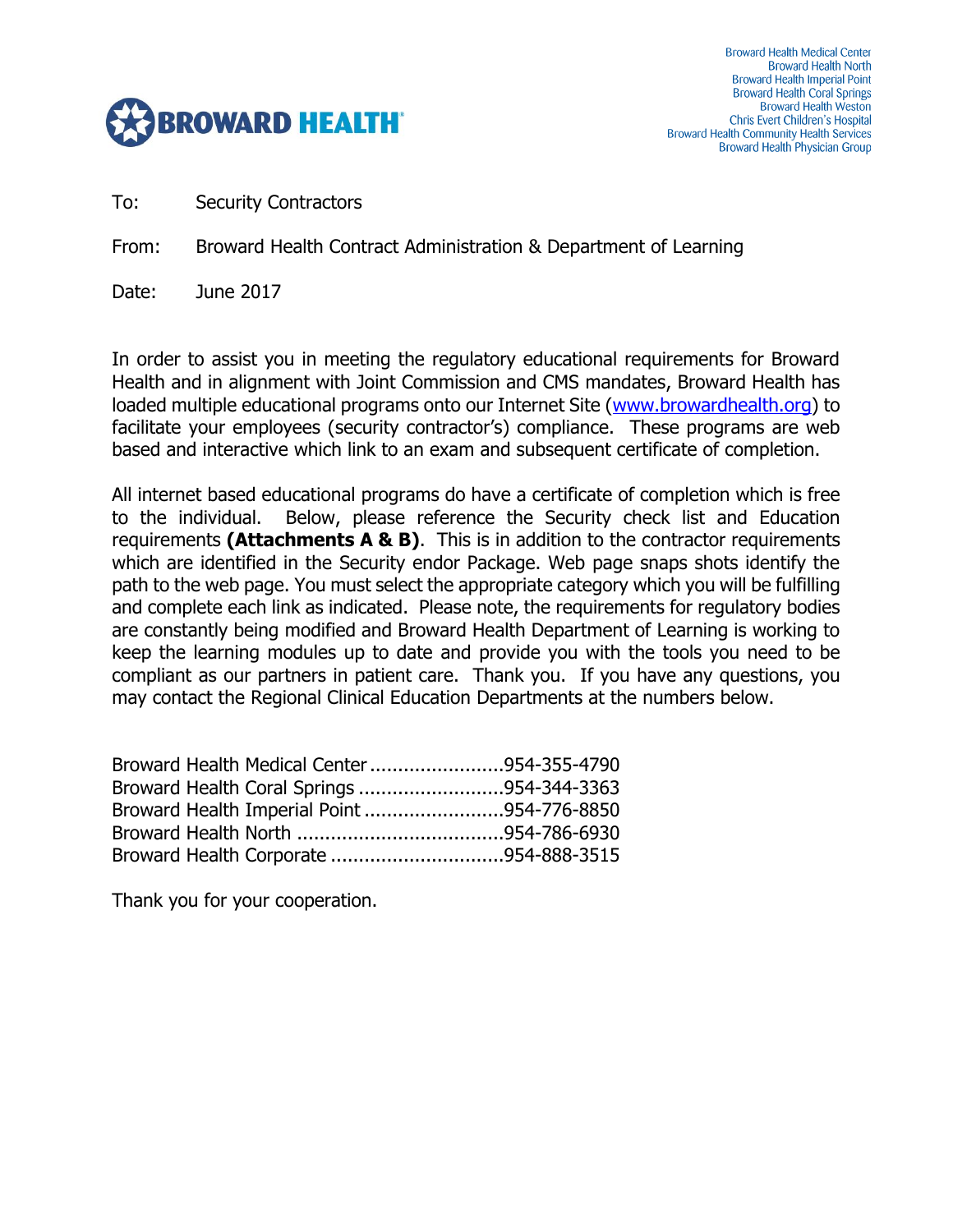BROWARD HEALTH®

Broward Health Medical Center
Broward Health North
Broward Health Imperial Point
Broward Health Coral Springs
Broward Health Weston
Chris Evert Children's Hospital
Broward Health Community Health Services
Broward Health Physician Group

To: Security Contractors

From: Broward Health Contract Administration & Department of Learning

Date: June 2017

In order to assist you in meeting the regulatory educational requirements for Broward Health and in alignment with Joint Commission and CMS mandates, Broward Health has loaded multiple educational programs onto our Internet Site (www.browardhealth.org) to facilitate your employees (security contractor's) compliance. These programs are web based and interactive which link to an exam and subsequent certificate of completion.

All internet based educational programs do have a certificate of completion which is free to the individual. Below, please reference the Security check list and Education requirements **(Attachments A & B)**. This is in addition to the contractor requirements which are identified in the Security endor Package. Web page snaps shots identify the path to the web page. You must select the appropriate category which you will be fulfilling and complete each link as indicated. Please note, the requirements for regulatory bodies are constantly being modified and Broward Health Department of Learning is working to keep the learning modules up to date and provide you with the tools you need to be compliant as our partners in patient care. Thank you. If you have any questions, you may contact the Regional Clinical Education Departments at the numbers below.

Broward Health Medical Center........................954-355-4790
Broward Health Coral Springs..........................954-344-3363
Broward Health Imperial Point.........................954-776-8850
Broward Health North.....................................954-786-6930
Broward Health Corporate...............................954-888-3515

Thank you for your cooperation.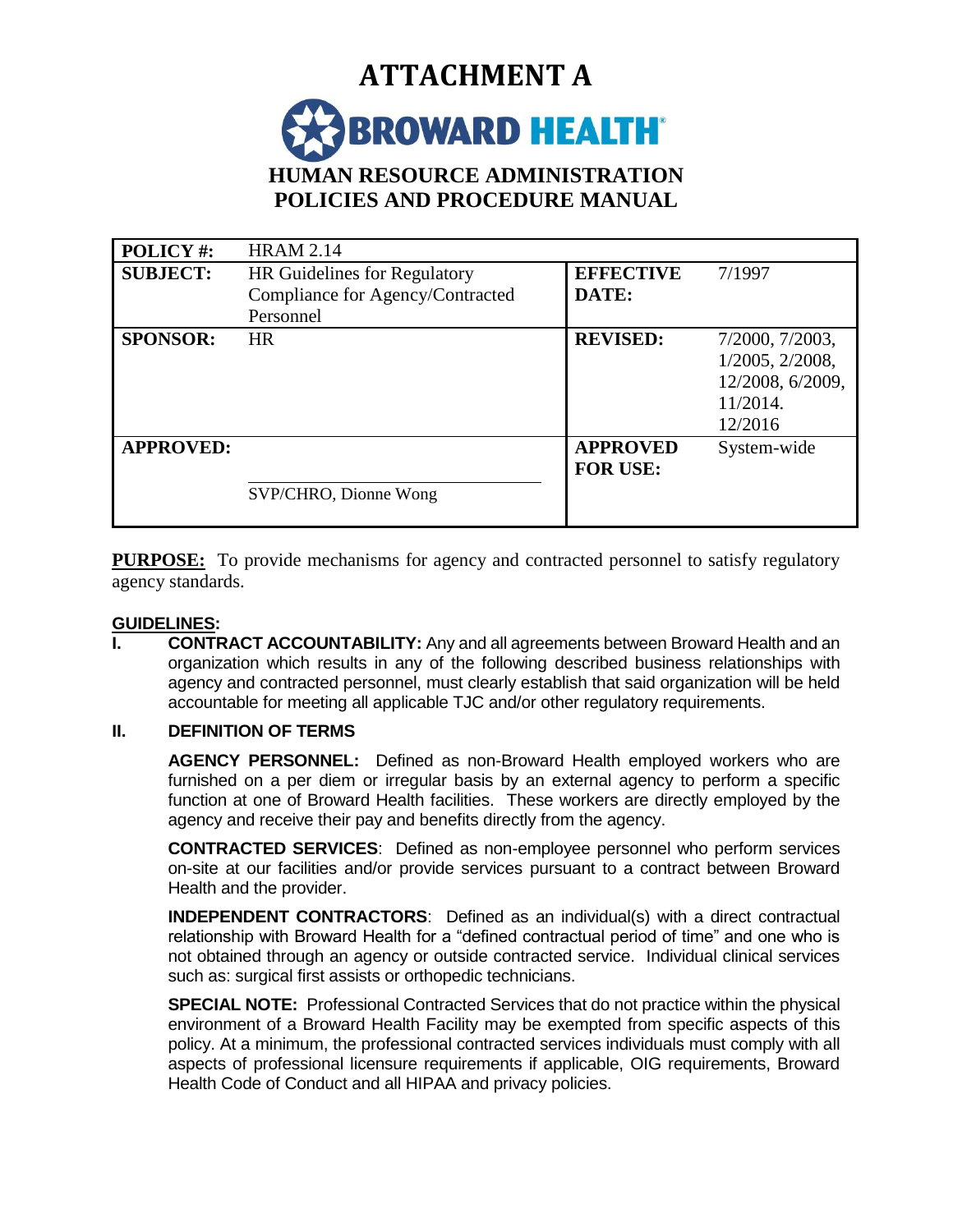# ATTACHMENT A

**BROWARD HEALTH**

## HUMAN RESOURCE ADMINISTRATION POLICIES AND PROCEDURE MANUAL

| **POLICY #:** | HRAM 2.14 | | |
|---|---|---|---|
| **SUBJECT:** | HR Guidelines for Regulatory Compliance for Agency/Contracted Personnel | **EFFECTIVE DATE:** | 7/1997 |
| **SPONSOR:** | HR | **REVISED:** | 7/2000, 7/2003, 1/2005, 2/2008, 12/2008, 6/2009, 11/2014. 12/2016 |
| **APPROVED:** | SVP/CHRO, Dionne Wong | **APPROVED FOR USE:** | System-wide |

**PURPOSE:** To provide mechanisms for agency and contracted personnel to satisfy regulatory agency standards.

**GUIDELINES:**

**I. CONTRACT ACCOUNTABILITY:** Any and all agreements between Broward Health and an organization which results in any of the following described business relationships with agency and contracted personnel, must clearly establish that said organization will be held accountable for meeting all applicable TJC and/or other regulatory requirements.

**II. DEFINITION OF TERMS**

**AGENCY PERSONNEL:** Defined as non-Broward Health employed workers who are furnished on a per diem or irregular basis by an external agency to perform a specific function at one of Broward Health facilities. These workers are directly employed by the agency and receive their pay and benefits directly from the agency.

**CONTRACTED SERVICES**: Defined as non-employee personnel who perform services on-site at our facilities and/or provide services pursuant to a contract between Broward Health and the provider.

**INDEPENDENT CONTRACTORS**: Defined as an individual(s) with a direct contractual relationship with Broward Health for a "defined contractual period of time" and one who is not obtained through an agency or outside contracted service. Individual clinical services such as: surgical first assists or orthopedic technicians.

**SPECIAL NOTE:** Professional Contracted Services that do not practice within the physical environment of a Broward Health Facility may be exempted from specific aspects of this policy. At a minimum, the professional contracted services individuals must comply with all aspects of professional licensure requirements if applicable, OIG requirements, Broward Health Code of Conduct and all HIPAA and privacy policies.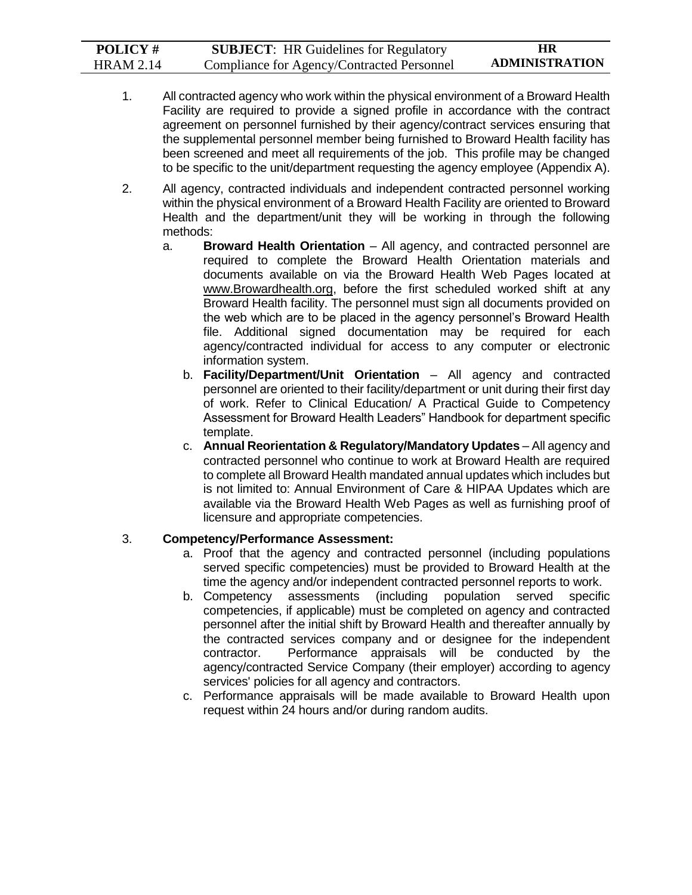1. All contracted agency who work within the physical environment of a Broward Health Facility are required to provide a signed profile in accordance with the contract agreement on personnel furnished by their agency/contract services ensuring that the supplemental personnel member being furnished to Broward Health facility has been screened and meet all requirements of the job. This profile may be changed to be specific to the unit/department requesting the agency employee (Appendix A).

2. All agency, contracted individuals and independent contracted personnel working within the physical environment of a Broward Health Facility are oriented to Broward Health and the department/unit they will be working in through the following methods:
   a. **Broward Health Orientation** – All agency, and contracted personnel are required to complete the Broward Health Orientation materials and documents available on via the Broward Health Web Pages located at www.Browardhealth.org, before the first scheduled worked shift at any Broward Health facility. The personnel must sign all documents provided on the web which are to be placed in the agency personnel's Broward Health file. Additional signed documentation may be required for each agency/contracted individual for access to any computer or electronic information system.
   b. **Facility/Department/Unit Orientation** – All agency and contracted personnel are oriented to their facility/department or unit during their first day of work. Refer to Clinical Education/ A Practical Guide to Competency Assessment for Broward Health Leaders" Handbook for department specific template.
   c. **Annual Reorientation & Regulatory/Mandatory Updates** – All agency and contracted personnel who continue to work at Broward Health are required to complete all Broward Health mandated annual updates which includes but is not limited to: Annual Environment of Care & HIPAA Updates which are available via the Broward Health Web Pages as well as furnishing proof of licensure and appropriate competencies.

3. **Competency/Performance Assessment:**
   a. Proof that the agency and contracted personnel (including populations served specific competencies) must be provided to Broward Health at the time the agency and/or independent contracted personnel reports to work.
   b. Competency assessments (including population served specific competencies, if applicable) must be completed on agency and contracted personnel after the initial shift by Broward Health and thereafter annually by the contracted services company and or designee for the independent contractor. Performance appraisals will be conducted by the agency/contracted Service Company (their employer) according to agency services' policies for all agency and contractors.
   c. Performance appraisals will be made available to Broward Health upon request within 24 hours and/or during random audits.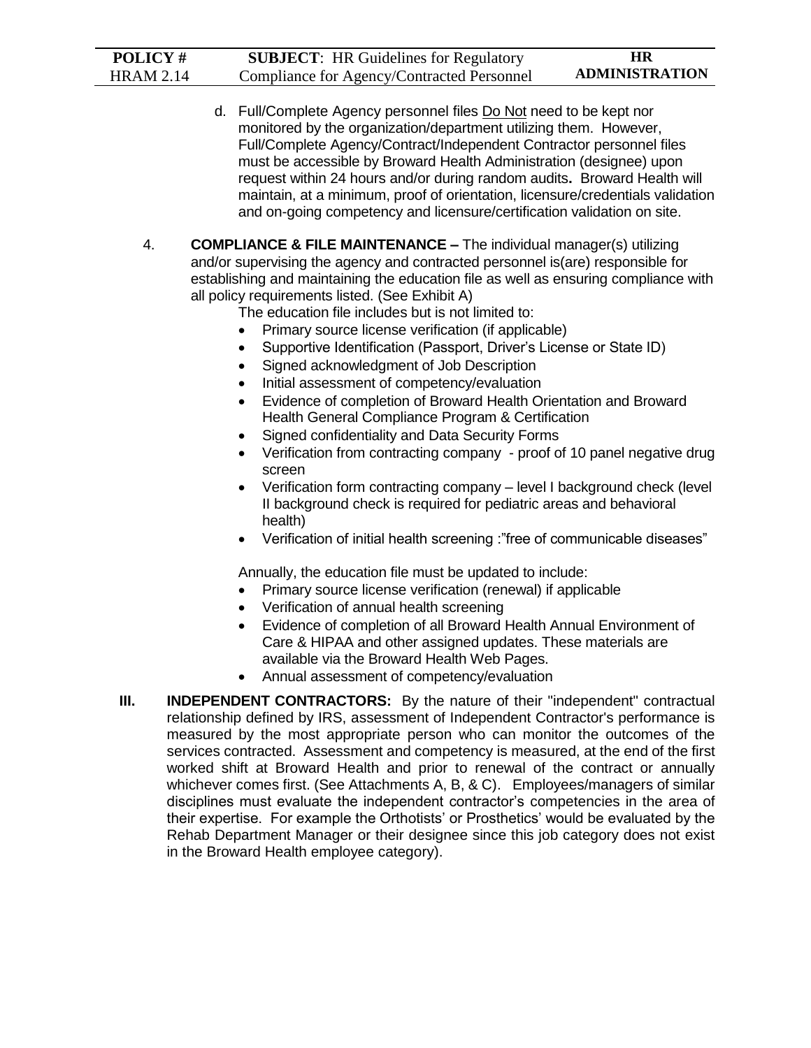d. Full/Complete Agency personnel files <u>Do Not</u> need to be kept nor monitored by the organization/department utilizing them. However, Full/Complete Agency/Contract/Independent Contractor personnel files must be accessible by Broward Health Administration (designee) upon request within 24 hours and/or during random audits**.** Broward Health will maintain, at a minimum, proof of orientation, licensure/credentials validation and on-going competency and licensure/certification validation on site.

4. **COMPLIANCE & FILE MAINTENANCE –** The individual manager(s) utilizing and/or supervising the agency and contracted personnel is(are) responsible for establishing and maintaining the education file as well as ensuring compliance with all policy requirements listed. (See Exhibit A)

   The education file includes but is not limited to:

   - Primary source license verification (if applicable)
   - Supportive Identification (Passport, Driver's License or State ID)
   - Signed acknowledgment of Job Description
   - Initial assessment of competency/evaluation
   - Evidence of completion of Broward Health Orientation and Broward Health General Compliance Program & Certification
   - Signed confidentiality and Data Security Forms
   - Verification from contracting company - proof of 10 panel negative drug screen
   - Verification form contracting company – level I background check (level II background check is required for pediatric areas and behavioral health)
   - Verification of initial health screening :"free of communicable diseases"

   Annually, the education file must be updated to include:

   - Primary source license verification (renewal) if applicable
   - Verification of annual health screening
   - Evidence of completion of all Broward Health Annual Environment of Care & HIPAA and other assigned updates. These materials are available via the Broward Health Web Pages.
   - Annual assessment of competency/evaluation

**III. INDEPENDENT CONTRACTORS:** By the nature of their "independent" contractual relationship defined by IRS, assessment of Independent Contractor's performance is measured by the most appropriate person who can monitor the outcomes of the services contracted. Assessment and competency is measured, at the end of the first worked shift at Broward Health and prior to renewal of the contract or annually whichever comes first. (See Attachments A, B, & C). Employees/managers of similar disciplines must evaluate the independent contractor's competencies in the area of their expertise. For example the Orthotists' or Prosthetics' would be evaluated by the Rehab Department Manager or their designee since this job category does not exist in the Broward Health employee category).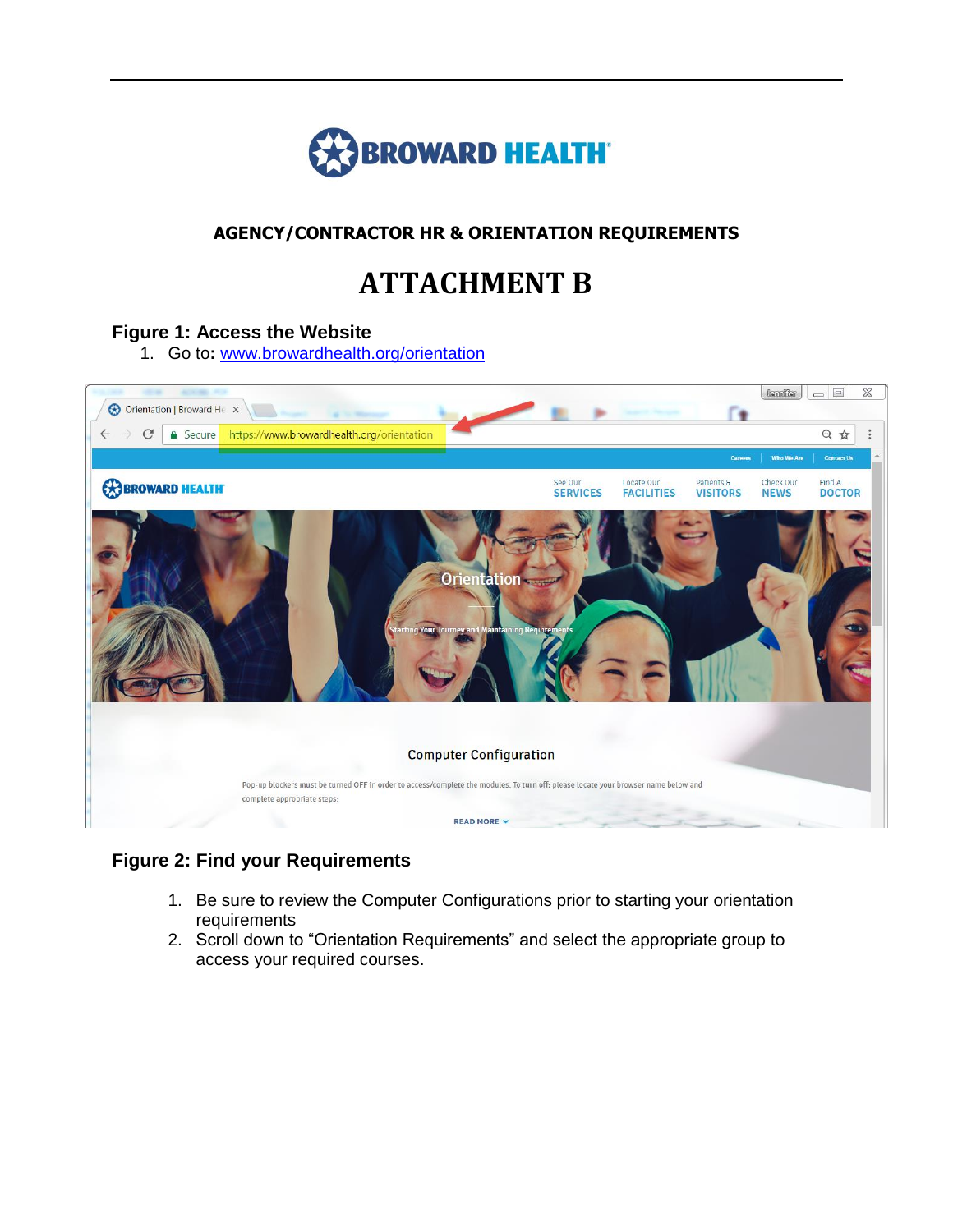BROWARD HEALTH

**AGENCY/CONTRACTOR HR & ORIENTATION REQUIREMENTS**

# ATTACHMENT B

### Figure 1: Access the Website

1. Go to**:** [www.browardhealth.org/orientation](http://www.browardhealth.org/orientation)

### Figure 2: Find your Requirements

1. Be sure to review the Computer Configurations prior to starting your orientation requirements
2. Scroll down to "Orientation Requirements" and select the appropriate group to access your required courses.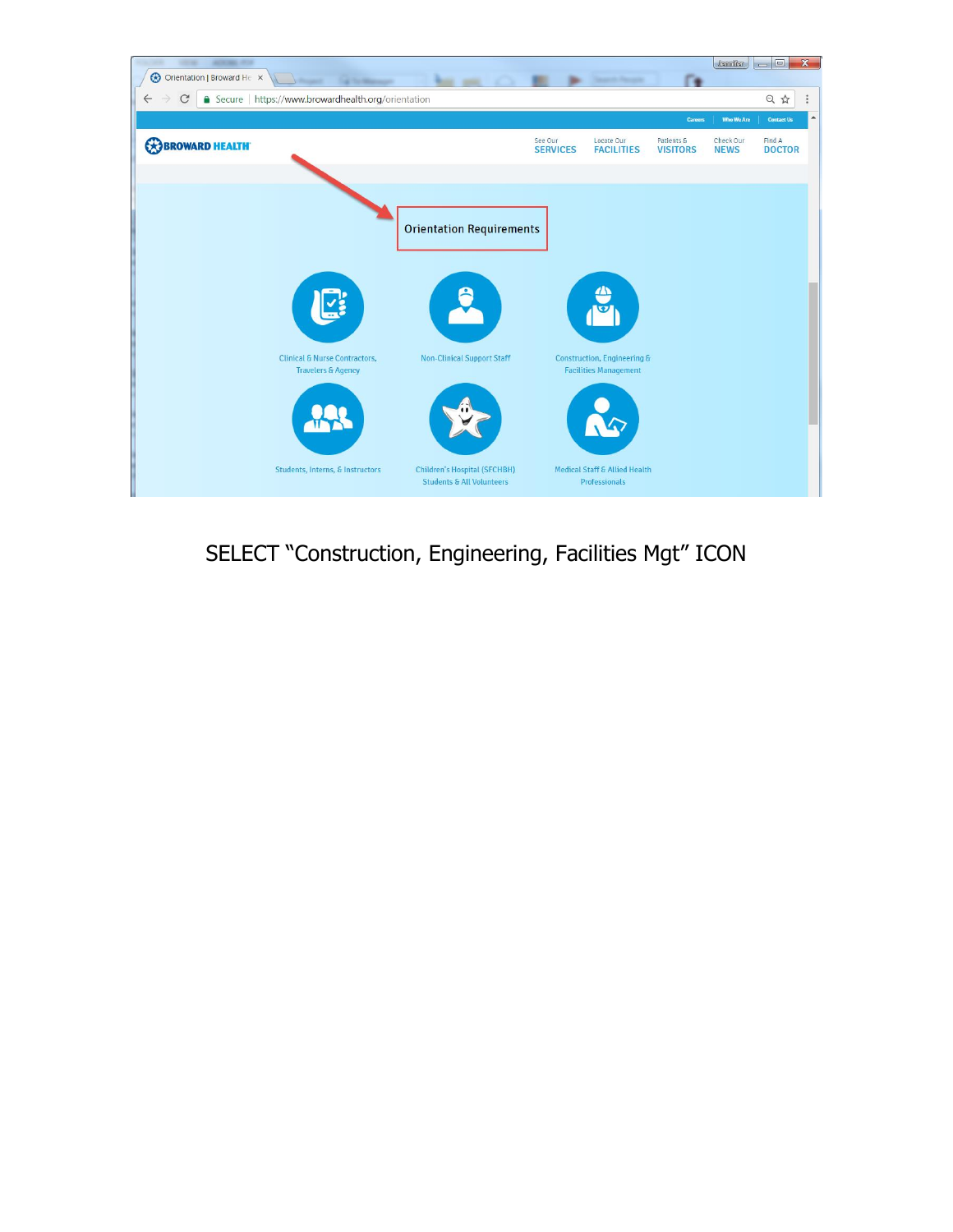Orientation | Broward He ×

Secure | https://www.browardhealth.org/orientation

Careers | Who We Are | Contact Us

BROWARD HEALTH

See Our SERVICES | Locate Our FACILITIES | Patients & VISITORS | Check Our NEWS | Find A DOCTOR

Orientation Requirements

Clinical & Nurse Contractors, Travelers & Agency

Non-Clinical Support Staff

Construction, Engineering & Facilities Management

Students, Interns, & Instructors

Children's Hospital (SFCHBH) Students & All Volunteers

Medical Staff & Allied Health Professionals

SELECT "Construction, Engineering, Facilities Mgt" ICON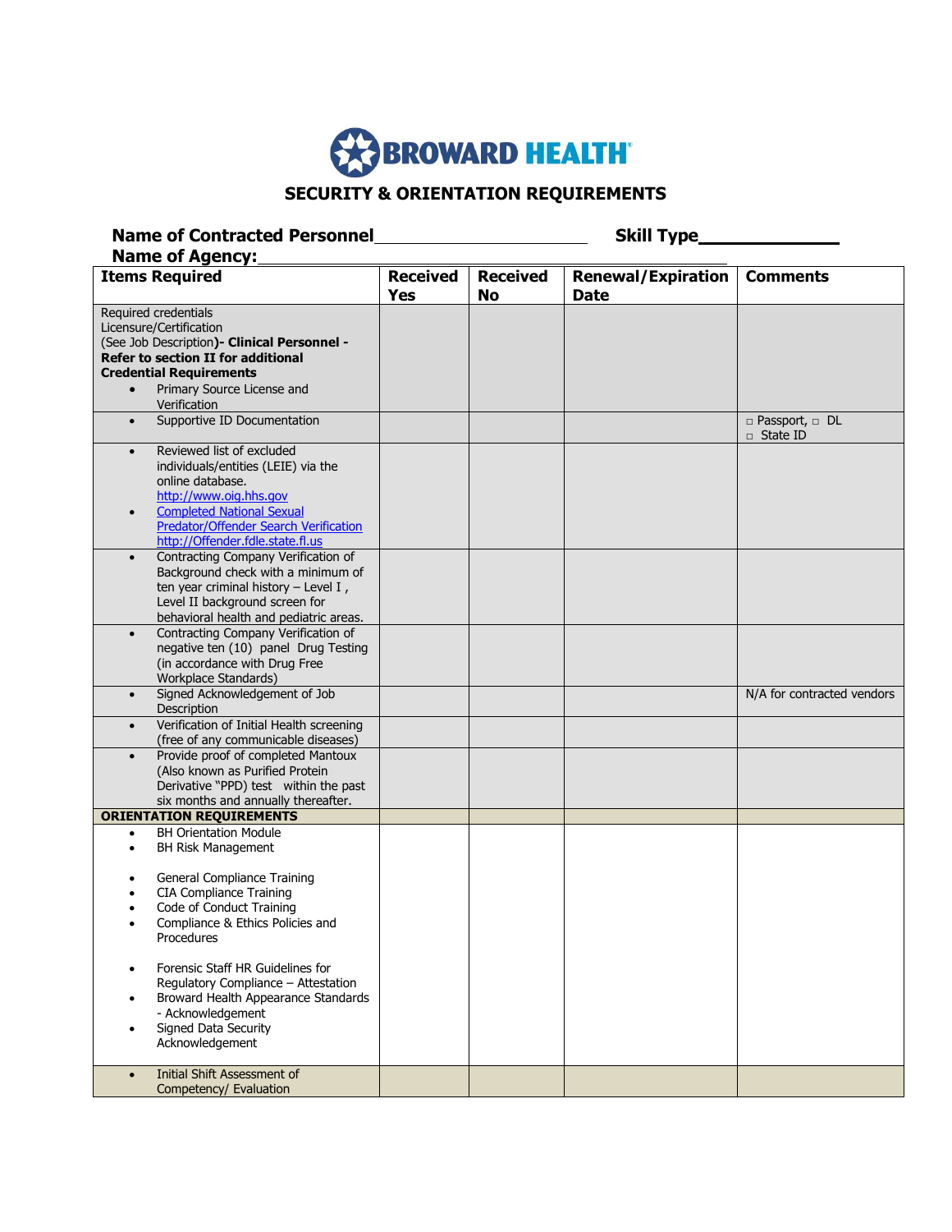# BROWARD HEALTH

## SECURITY & ORIENTATION REQUIREMENTS

**Name of Contracted Personnel**\_\_\_\_\_\_\_\_\_\_\_\_\_\_\_\_\_\_\_\_\_\_ **Skill Type**\_\_\_\_\_\_\_\_\_\_\_\_

**Name of Agency:**\_\_\_\_\_\_\_\_\_\_\_\_\_\_\_\_\_\_\_\_\_\_\_\_\_\_\_\_\_\_\_\_\_\_\_\_\_\_\_\_\_\_

| Items Required | Received Yes | Received No | Renewal/Expiration Date | Comments |
|---|---|---|---|---|
| Required credentials Licensure/Certification (See Job Description)**- Clinical Personnel - Refer to section II for additional Credential Requirements**<br>• Primary Source License and Verification | | | | |
| • Supportive ID Documentation | | | | □ Passport, □ DL □ State ID |
| • Reviewed list of excluded individuals/entities (LEIE) via the online database. http://www.oig.hhs.gov<br>• Completed National Sexual Predator/Offender Search Verification http://Offender.fdle.state.fl.us | | | | |
| • Contracting Company Verification of Background check with a minimum of ten year criminal history – Level I , Level II background screen for behavioral health and pediatric areas. | | | | |
| • Contracting Company Verification of negative ten (10) panel Drug Testing (in accordance with Drug Free Workplace Standards) | | | | |
| • Signed Acknowledgement of Job Description | | | | N/A for contracted vendors |
| • Verification of Initial Health screening (free of any communicable diseases) | | | | |
| • Provide proof of completed Mantoux (Also known as Purified Protein Derivative "PPD) test within the past six months and annually thereafter. | | | | |
| **ORIENTATION REQUIREMENTS** | | | | |
| • BH Orientation Module<br>• BH Risk Management<br><br>• General Compliance Training<br>• CIA Compliance Training<br>• Code of Conduct Training<br>• Compliance & Ethics Policies and Procedures<br><br>• Forensic Staff HR Guidelines for Regulatory Compliance – Attestation<br>• Broward Health Appearance Standards - Acknowledgement<br>• Signed Data Security Acknowledgement | | | | |
| • Initial Shift Assessment of Competency/ Evaluation | | | | |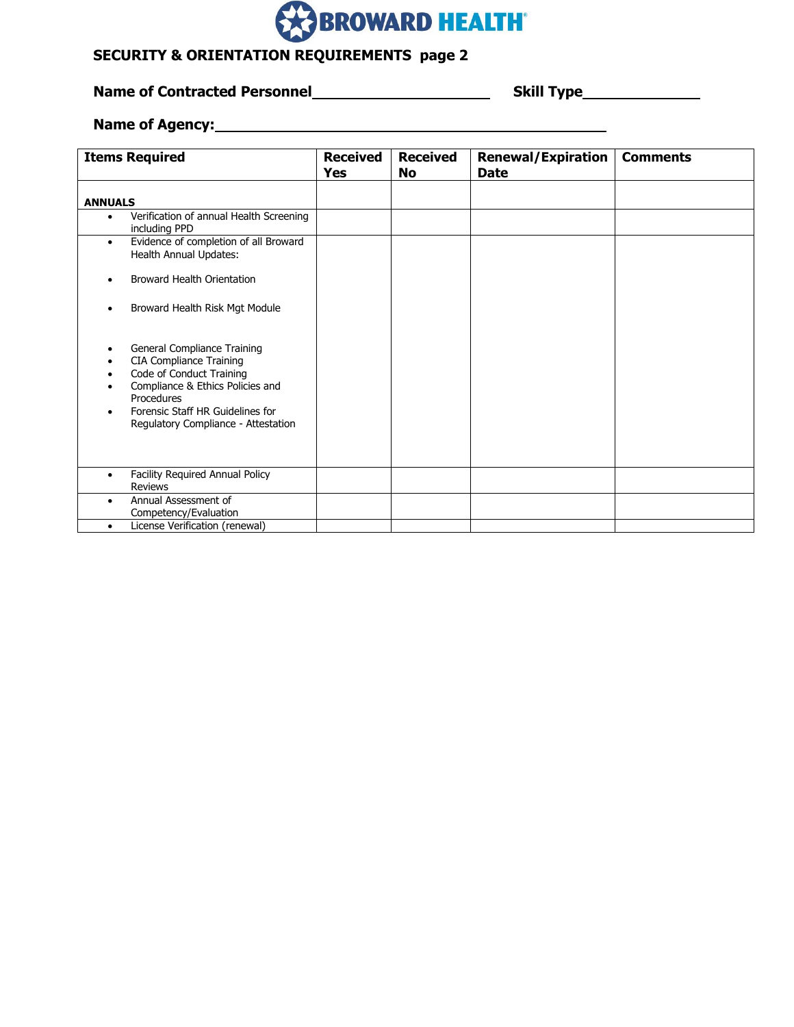BROWARD HEALTH®

**SECURITY & ORIENTATION REQUIREMENTS page 2**

**Name of Contracted Personnel**\_\_\_\_\_\_\_\_\_\_\_\_\_\_\_\_\_\_\_\_\_\_ **Skill Type**\_\_\_\_\_\_\_\_\_\_\_\_\_\_

**Name of Agency:**\_\_\_\_\_\_\_\_\_\_\_\_\_\_\_\_\_\_\_\_\_\_\_\_\_\_\_\_\_\_\_\_\_\_\_\_\_\_\_\_\_\_\_\_

| Items Required | Received Yes | Received No | Renewal/Expiration Date | Comments |
|---|---|---|---|---|
| **ANNUALS** | | | | |
| • Verification of annual Health Screening including PPD | | | | |
| • Evidence of completion of all Broward Health Annual Updates:<br>• Broward Health Orientation<br>• Broward Health Risk Mgt Module<br>• General Compliance Training<br>• CIA Compliance Training<br>• Code of Conduct Training<br>• Compliance & Ethics Policies and Procedures<br>• Forensic Staff HR Guidelines for Regulatory Compliance - Attestation | | | | |
| • Facility Required Annual Policy Reviews | | | | |
| • Annual Assessment of Competency/Evaluation | | | | |
| • License Verification (renewal) | | | | |